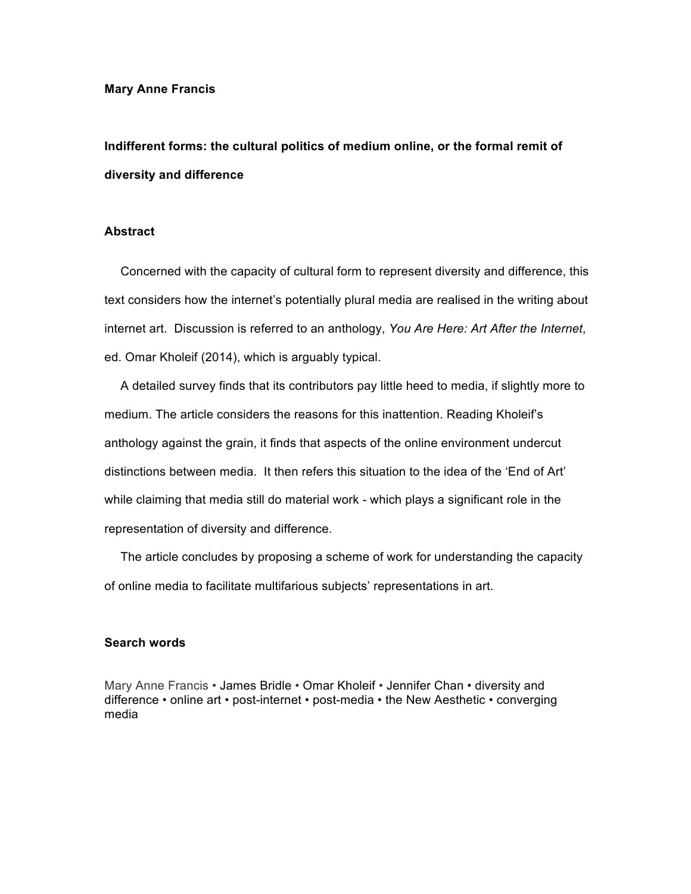**Mary Anne Francis**

# Indifferent forms: the cultural politics of medium online, or the formal remit of diversity and difference

## Abstract

Concerned with the capacity of cultural form to represent diversity and difference, this text considers how the internet's potentially plural media are realised in the writing about internet art. Discussion is referred to an anthology, *You Are Here: Art After the Internet*, ed. Omar Kholeif (2014), which is arguably typical.

A detailed survey finds that its contributors pay little heed to media, if slightly more to medium. The article considers the reasons for this inattention. Reading Kholeif's anthology against the grain, it finds that aspects of the online environment undercut distinctions between media. It then refers this situation to the idea of the 'End of Art' while claiming that media still do material work - which plays a significant role in the representation of diversity and difference.

The article concludes by proposing a scheme of work for understanding the capacity of online media to facilitate multifarious subjects' representations in art.

## Search words

Mary Anne Francis • James Bridle • Omar Kholeif • Jennifer Chan • diversity and difference • online art • post-internet • post-media • the New Aesthetic • converging media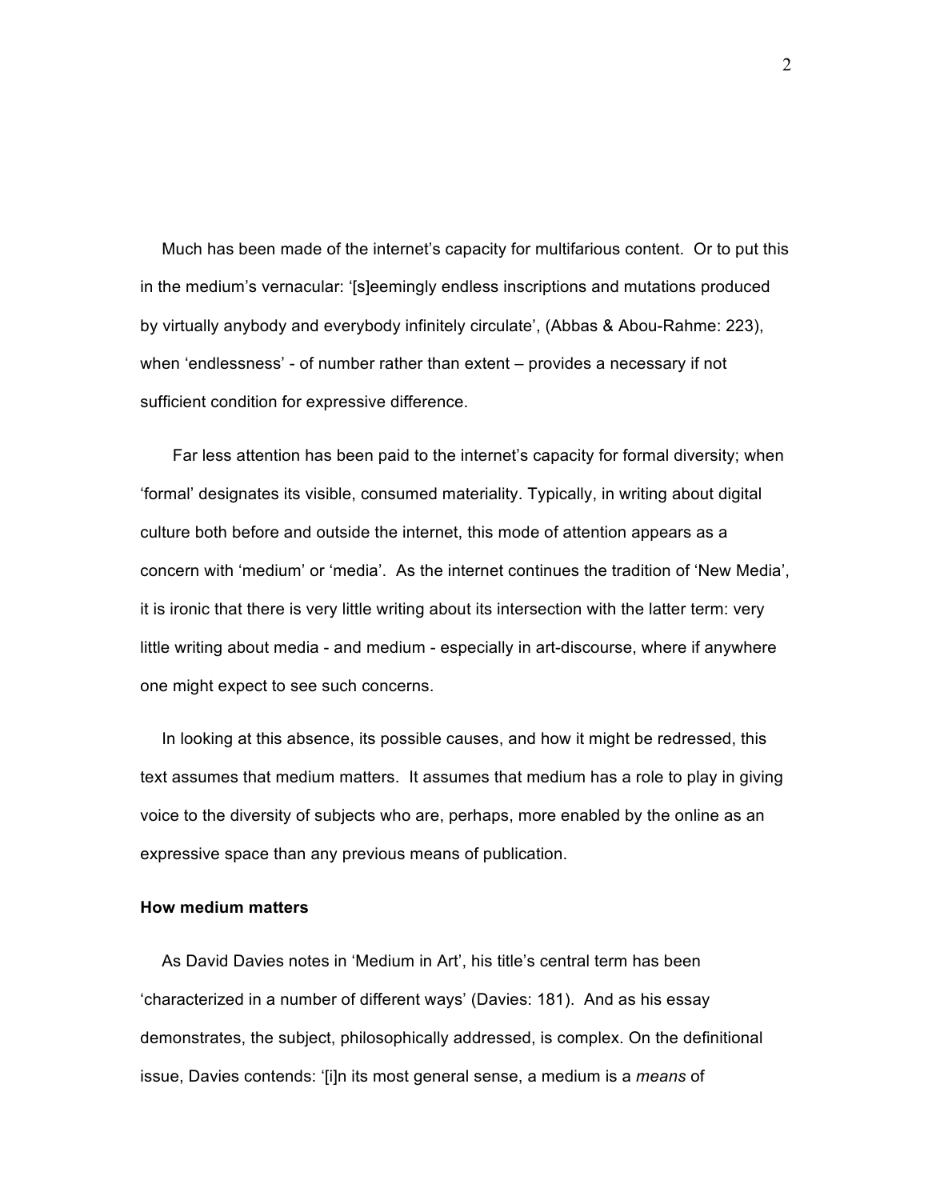Much has been made of the internet's capacity for multifarious content. Or to put this in the medium's vernacular: '[s]eemingly endless inscriptions and mutations produced by virtually anybody and everybody infinitely circulate', (Abbas & Abou-Rahme: 223), when 'endlessness' - of number rather than extent – provides a necessary if not sufficient condition for expressive difference.

Far less attention has been paid to the internet's capacity for formal diversity; when 'formal' designates its visible, consumed materiality. Typically, in writing about digital culture both before and outside the internet, this mode of attention appears as a concern with 'medium' or 'media'. As the internet continues the tradition of 'New Media', it is ironic that there is very little writing about its intersection with the latter term: very little writing about media - and medium - especially in art-discourse, where if anywhere one might expect to see such concerns.

In looking at this absence, its possible causes, and how it might be redressed, this text assumes that medium matters. It assumes that medium has a role to play in giving voice to the diversity of subjects who are, perhaps, more enabled by the online as an expressive space than any previous means of publication.

**How medium matters**

As David Davies notes in 'Medium in Art', his title's central term has been 'characterized in a number of different ways' (Davies: 181). And as his essay demonstrates, the subject, philosophically addressed, is complex. On the definitional issue, Davies contends: '[i]n its most general sense, a medium is a *means* of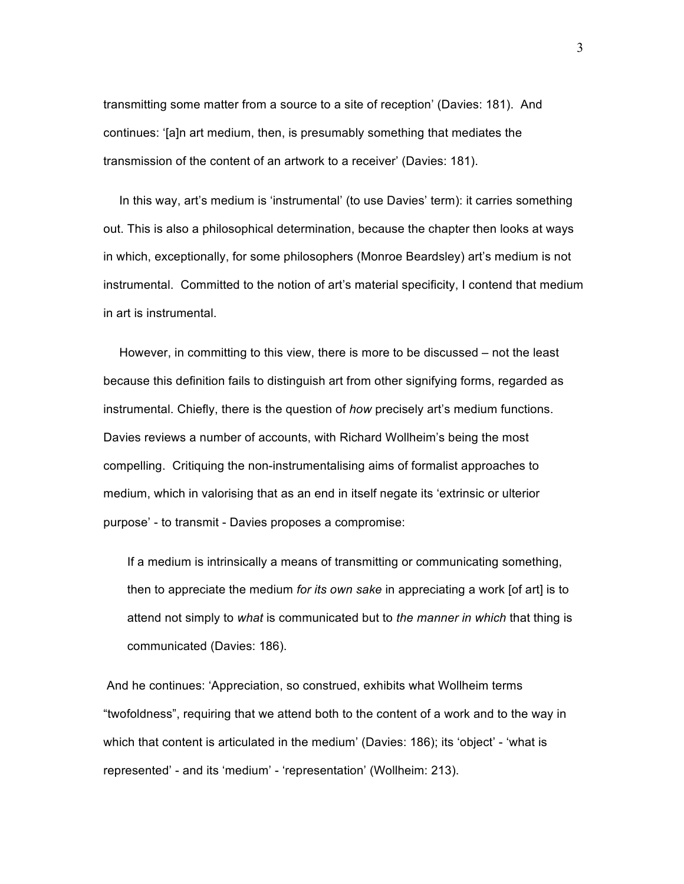transmitting some matter from a source to a site of reception' (Davies: 181). And continues: '[a]n art medium, then, is presumably something that mediates the transmission of the content of an artwork to a receiver' (Davies: 181).

In this way, art's medium is 'instrumental' (to use Davies' term): it carries something out. This is also a philosophical determination, because the chapter then looks at ways in which, exceptionally, for some philosophers (Monroe Beardsley) art's medium is not instrumental. Committed to the notion of art's material specificity, I contend that medium in art is instrumental.

However, in committing to this view, there is more to be discussed – not the least because this definition fails to distinguish art from other signifying forms, regarded as instrumental. Chiefly, there is the question of *how* precisely art's medium functions. Davies reviews a number of accounts, with Richard Wollheim's being the most compelling. Critiquing the non-instrumentalising aims of formalist approaches to medium, which in valorising that as an end in itself negate its 'extrinsic or ulterior purpose' - to transmit - Davies proposes a compromise:

> If a medium is intrinsically a means of transmitting or communicating something, then to appreciate the medium *for its own sake* in appreciating a work [of art] is to attend not simply to *what* is communicated but to *the manner in which* that thing is communicated (Davies: 186).

And he continues: 'Appreciation, so construed, exhibits what Wollheim terms "twofoldness", requiring that we attend both to the content of a work and to the way in which that content is articulated in the medium' (Davies: 186); its 'object' - 'what is represented' - and its 'medium' - 'representation' (Wollheim: 213).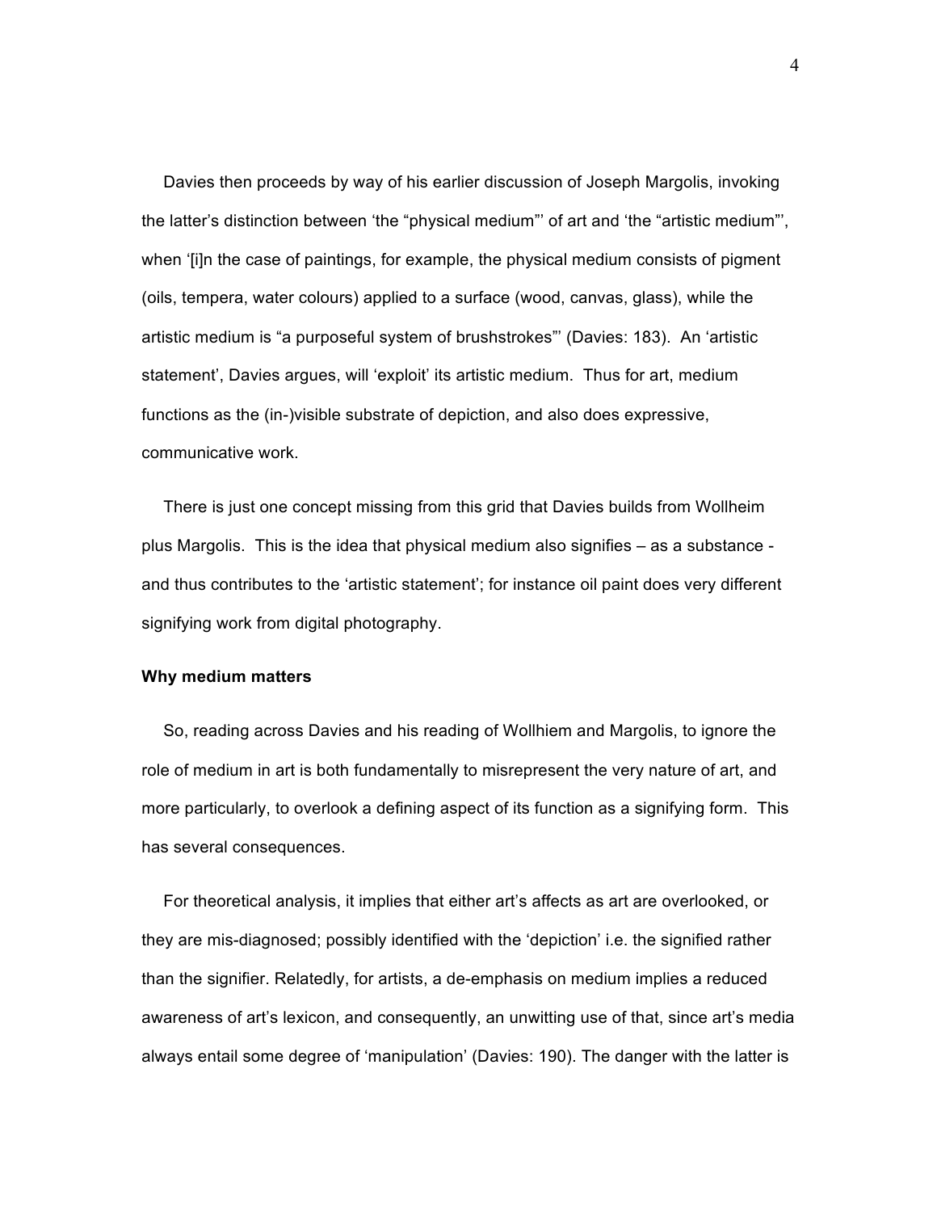Davies then proceeds by way of his earlier discussion of Joseph Margolis, invoking the latter's distinction between 'the "physical medium"' of art and 'the "artistic medium"', when '[i]n the case of paintings, for example, the physical medium consists of pigment (oils, tempera, water colours) applied to a surface (wood, canvas, glass), while the artistic medium is "a purposeful system of brushstrokes"' (Davies: 183). An 'artistic statement', Davies argues, will 'exploit' its artistic medium. Thus for art, medium functions as the (in-)visible substrate of depiction, and also does expressive, communicative work.

There is just one concept missing from this grid that Davies builds from Wollheim plus Margolis. This is the idea that physical medium also signifies – as a substance - and thus contributes to the 'artistic statement'; for instance oil paint does very different signifying work from digital photography.

**Why medium matters**

So, reading across Davies and his reading of Wollhiem and Margolis, to ignore the role of medium in art is both fundamentally to misrepresent the very nature of art, and more particularly, to overlook a defining aspect of its function as a signifying form. This has several consequences.

For theoretical analysis, it implies that either art's affects as art are overlooked, or they are mis-diagnosed; possibly identified with the 'depiction' i.e. the signified rather than the signifier. Relatedly, for artists, a de-emphasis on medium implies a reduced awareness of art's lexicon, and consequently, an unwitting use of that, since art's media always entail some degree of 'manipulation' (Davies: 190). The danger with the latter is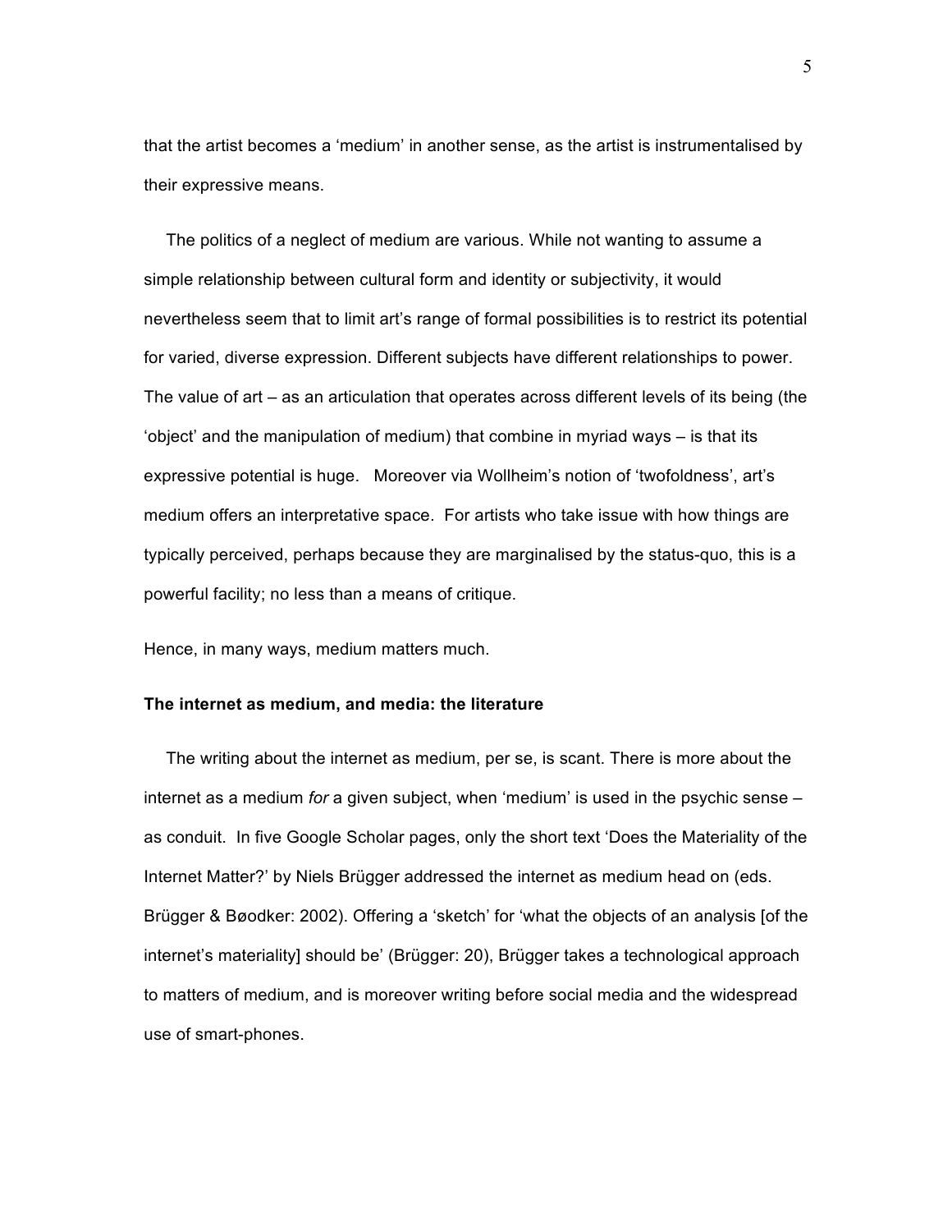that the artist becomes a 'medium' in another sense, as the artist is instrumentalised by their expressive means.

The politics of a neglect of medium are various. While not wanting to assume a simple relationship between cultural form and identity or subjectivity, it would nevertheless seem that to limit art's range of formal possibilities is to restrict its potential for varied, diverse expression. Different subjects have different relationships to power. The value of art – as an articulation that operates across different levels of its being (the 'object' and the manipulation of medium) that combine in myriad ways – is that its expressive potential is huge. Moreover via Wollheim's notion of 'twofoldness', art's medium offers an interpretative space. For artists who take issue with how things are typically perceived, perhaps because they are marginalised by the status-quo, this is a powerful facility; no less than a means of critique.

Hence, in many ways, medium matters much.

**The internet as medium, and media: the literature**

The writing about the internet as medium, per se, is scant. There is more about the internet as a medium *for* a given subject, when 'medium' is used in the psychic sense – as conduit. In five Google Scholar pages, only the short text 'Does the Materiality of the Internet Matter?' by Niels Brügger addressed the internet as medium head on (eds. Brügger & Bøodker: 2002). Offering a 'sketch' for 'what the objects of an analysis [of the internet's materiality] should be' (Brügger: 20), Brügger takes a technological approach to matters of medium, and is moreover writing before social media and the widespread use of smart-phones.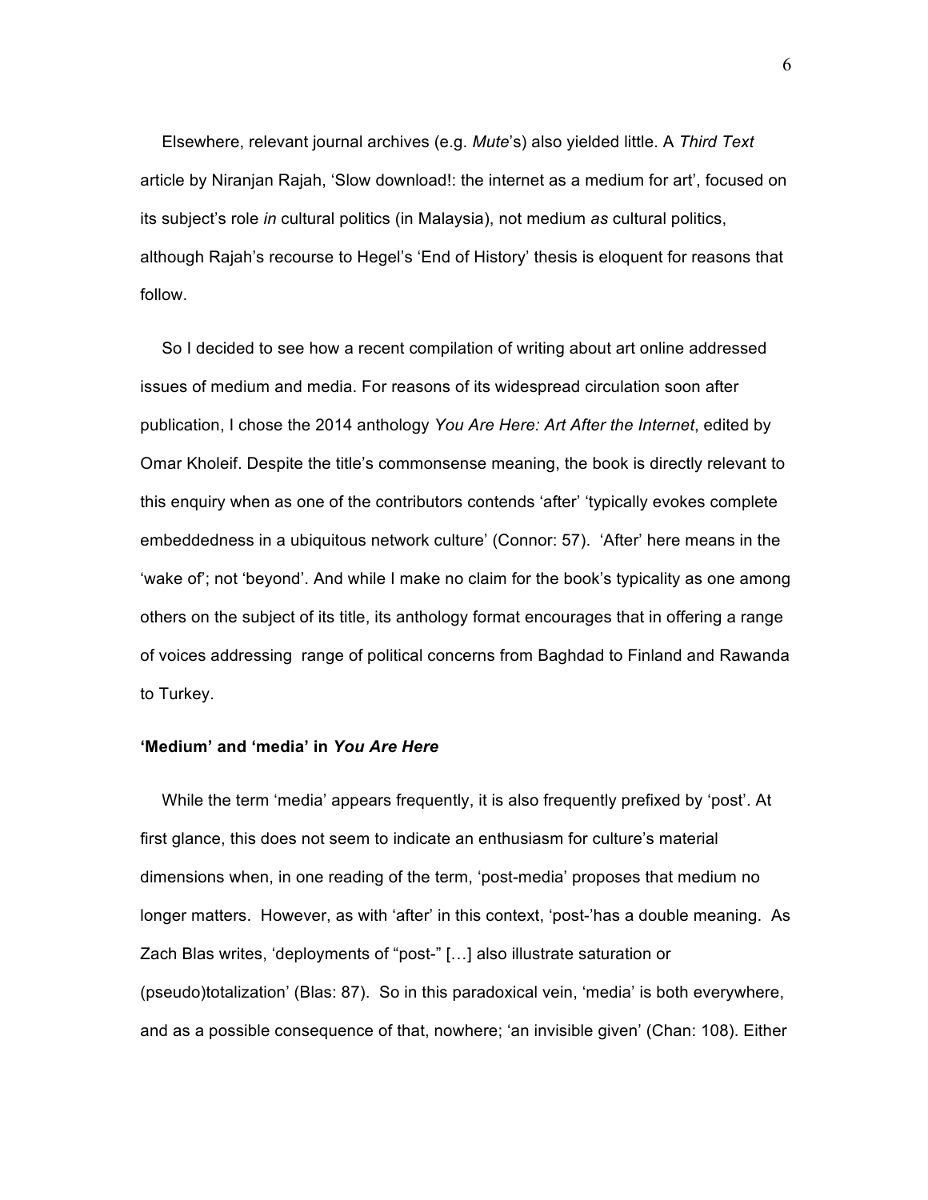Elsewhere, relevant journal archives (e.g. *Mute*'s) also yielded little. A *Third Text* article by Niranjan Rajah, 'Slow download!: the internet as a medium for art', focused on its subject's role *in* cultural politics (in Malaysia), not medium *as* cultural politics, although Rajah's recourse to Hegel's 'End of History' thesis is eloquent for reasons that follow.

So I decided to see how a recent compilation of writing about art online addressed issues of medium and media. For reasons of its widespread circulation soon after publication, I chose the 2014 anthology *You Are Here: Art After the Internet*, edited by Omar Kholeif. Despite the title's commonsense meaning, the book is directly relevant to this enquiry when as one of the contributors contends 'after' 'typically evokes complete embeddedness in a ubiquitous network culture' (Connor: 57). 'After' here means in the 'wake of'; not 'beyond'. And while I make no claim for the book's typicality as one among others on the subject of its title, its anthology format encourages that in offering a range of voices addressing range of political concerns from Baghdad to Finland and Rawanda to Turkey.

### 'Medium' and 'media' in *You Are Here*

While the term 'media' appears frequently, it is also frequently prefixed by 'post'. At first glance, this does not seem to indicate an enthusiasm for culture's material dimensions when, in one reading of the term, 'post-media' proposes that medium no longer matters. However, as with 'after' in this context, 'post-'has a double meaning. As Zach Blas writes, 'deployments of "post-" […] also illustrate saturation or (pseudo)totalization' (Blas: 87). So in this paradoxical vein, 'media' is both everywhere, and as a possible consequence of that, nowhere; 'an invisible given' (Chan: 108). Either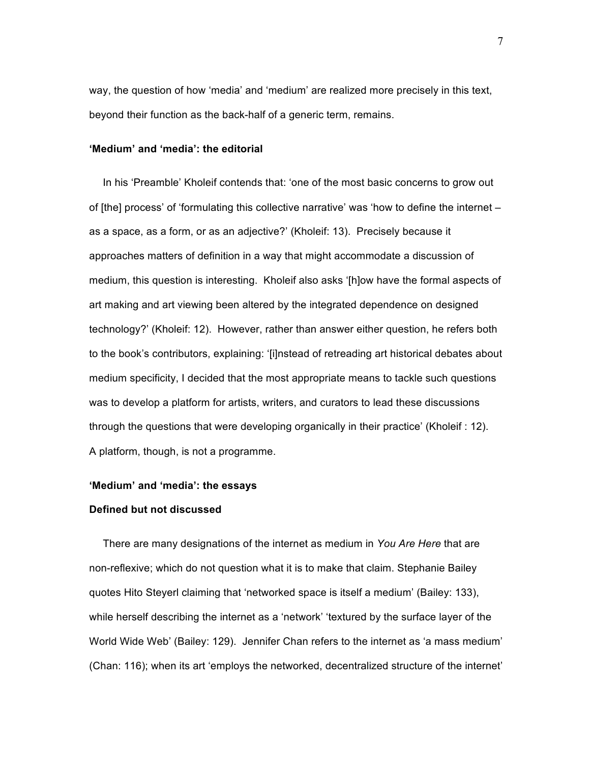way, the question of how 'media' and 'medium' are realized more precisely in this text, beyond their function as the back-half of a generic term, remains.

### 'Medium' and 'media': the editorial

In his 'Preamble' Kholeif contends that: 'one of the most basic concerns to grow out of [the] process' of 'formulating this collective narrative' was 'how to define the internet – as a space, as a form, or as an adjective?' (Kholeif: 13). Precisely because it approaches matters of definition in a way that might accommodate a discussion of medium, this question is interesting. Kholeif also asks '[h]ow have the formal aspects of art making and art viewing been altered by the integrated dependence on designed technology?' (Kholeif: 12). However, rather than answer either question, he refers both to the book's contributors, explaining: '[i]nstead of retreading art historical debates about medium specificity, I decided that the most appropriate means to tackle such questions was to develop a platform for artists, writers, and curators to lead these discussions through the questions that were developing organically in their practice' (Kholeif : 12). A platform, though, is not a programme.

### 'Medium' and 'media': the essays

#### Defined but not discussed

There are many designations of the internet as medium in *You Are Here* that are non-reflexive; which do not question what it is to make that claim. Stephanie Bailey quotes Hito Steyerl claiming that 'networked space is itself a medium' (Bailey: 133), while herself describing the internet as a 'network' 'textured by the surface layer of the World Wide Web' (Bailey: 129). Jennifer Chan refers to the internet as 'a mass medium' (Chan: 116); when its art 'employs the networked, decentralized structure of the internet'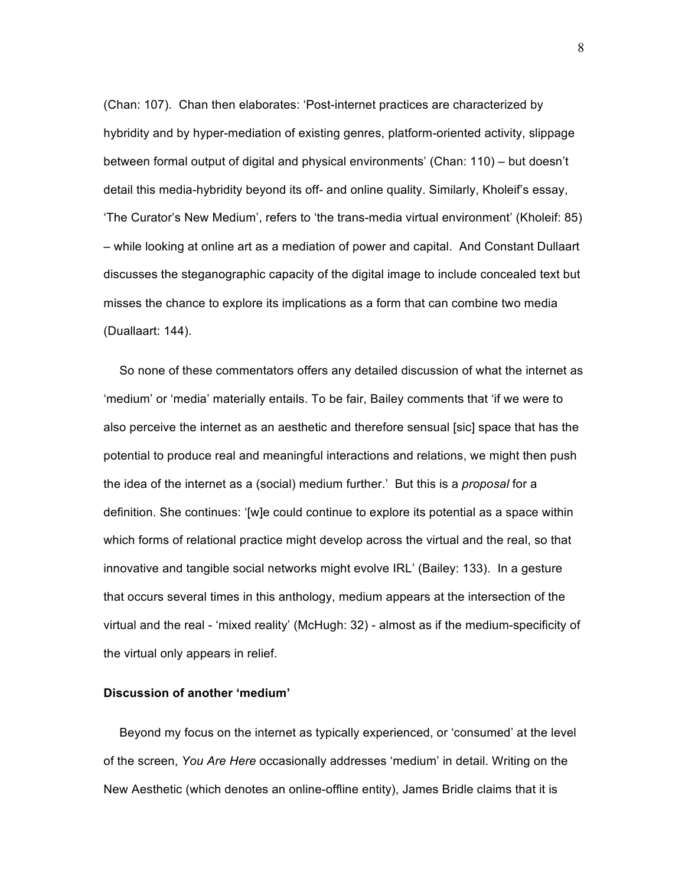(Chan: 107). Chan then elaborates: 'Post-internet practices are characterized by hybridity and by hyper-mediation of existing genres, platform-oriented activity, slippage between formal output of digital and physical environments' (Chan: 110) – but doesn't detail this media-hybridity beyond its off- and online quality. Similarly, Kholeif's essay, 'The Curator's New Medium', refers to 'the trans-media virtual environment' (Kholeif: 85) – while looking at online art as a mediation of power and capital. And Constant Dullaart discusses the steganographic capacity of the digital image to include concealed text but misses the chance to explore its implications as a form that can combine two media (Duallaart: 144).

So none of these commentators offers any detailed discussion of what the internet as 'medium' or 'media' materially entails. To be fair, Bailey comments that 'if we were to also perceive the internet as an aesthetic and therefore sensual [sic] space that has the potential to produce real and meaningful interactions and relations, we might then push the idea of the internet as a (social) medium further.' But this is a *proposal* for a definition. She continues: '[w]e could continue to explore its potential as a space within which forms of relational practice might develop across the virtual and the real, so that innovative and tangible social networks might evolve IRL' (Bailey: 133). In a gesture that occurs several times in this anthology, medium appears at the intersection of the virtual and the real - 'mixed reality' (McHugh: 32) - almost as if the medium-specificity of the virtual only appears in relief.

**Discussion of another 'medium'**

Beyond my focus on the internet as typically experienced, or 'consumed' at the level of the screen, *You Are Here* occasionally addresses 'medium' in detail. Writing on the New Aesthetic (which denotes an online-offline entity), James Bridle claims that it is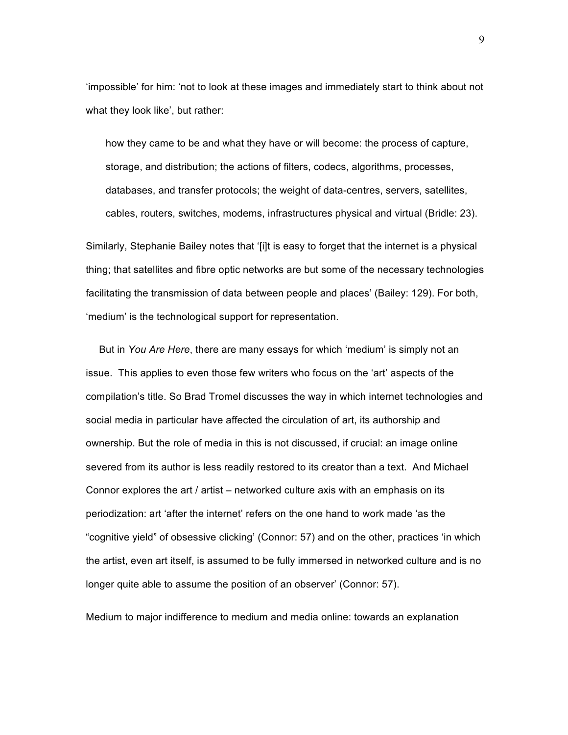'impossible' for him: 'not to look at these images and immediately start to think about not what they look like', but rather:

> how they came to be and what they have or will become: the process of capture, storage, and distribution; the actions of filters, codecs, algorithms, processes, databases, and transfer protocols; the weight of data-centres, servers, satellites, cables, routers, switches, modems, infrastructures physical and virtual (Bridle: 23).

Similarly, Stephanie Bailey notes that '[i]t is easy to forget that the internet is a physical thing; that satellites and fibre optic networks are but some of the necessary technologies facilitating the transmission of data between people and places' (Bailey: 129). For both, 'medium' is the technological support for representation.

But in *You Are Here*, there are many essays for which 'medium' is simply not an issue. This applies to even those few writers who focus on the 'art' aspects of the compilation's title. So Brad Tromel discusses the way in which internet technologies and social media in particular have affected the circulation of art, its authorship and ownership. But the role of media in this is not discussed, if crucial: an image online severed from its author is less readily restored to its creator than a text. And Michael Connor explores the art / artist – networked culture axis with an emphasis on its periodization: art 'after the internet' refers on the one hand to work made 'as the "cognitive yield" of obsessive clicking' (Connor: 57) and on the other, practices 'in which the artist, even art itself, is assumed to be fully immersed in networked culture and is no longer quite able to assume the position of an observer' (Connor: 57).

Medium to major indifference to medium and media online: towards an explanation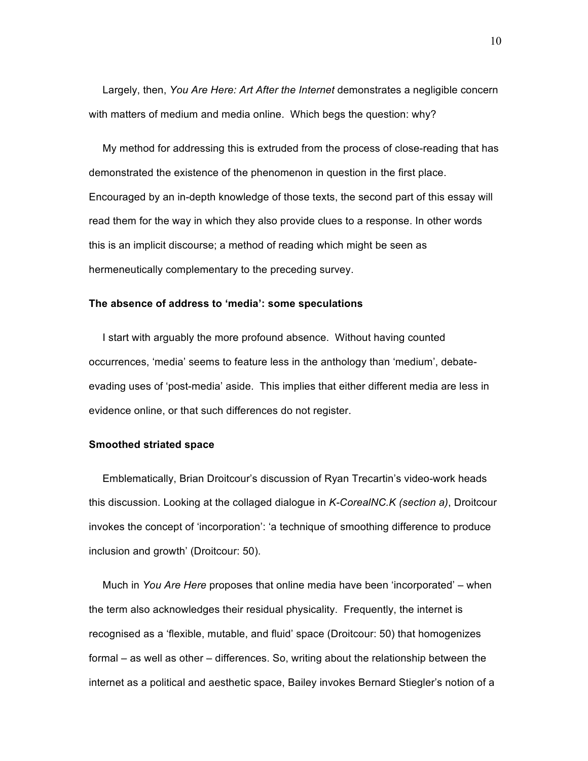Largely, then, *You Are Here: Art After the Internet* demonstrates a negligible concern with matters of medium and media online. Which begs the question: why?

My method for addressing this is extruded from the process of close-reading that has demonstrated the existence of the phenomenon in question in the first place. Encouraged by an in-depth knowledge of those texts, the second part of this essay will read them for the way in which they also provide clues to a response. In other words this is an implicit discourse; a method of reading which might be seen as hermeneutically complementary to the preceding survey.

**The absence of address to 'media': some speculations**

I start with arguably the more profound absence. Without having counted occurrences, 'media' seems to feature less in the anthology than 'medium', debate-evading uses of 'post-media' aside. This implies that either different media are less in evidence online, or that such differences do not register.

**Smoothed striated space**

Emblematically, Brian Droitcour's discussion of Ryan Trecartin's video-work heads this discussion. Looking at the collaged dialogue in *K-CorealNC.K (section a)*, Droitcour invokes the concept of 'incorporation': 'a technique of smoothing difference to produce inclusion and growth' (Droitcour: 50).

Much in *You Are Here* proposes that online media have been 'incorporated' – when the term also acknowledges their residual physicality. Frequently, the internet is recognised as a 'flexible, mutable, and fluid' space (Droitcour: 50) that homogenizes formal – as well as other – differences. So, writing about the relationship between the internet as a political and aesthetic space, Bailey invokes Bernard Stiegler's notion of a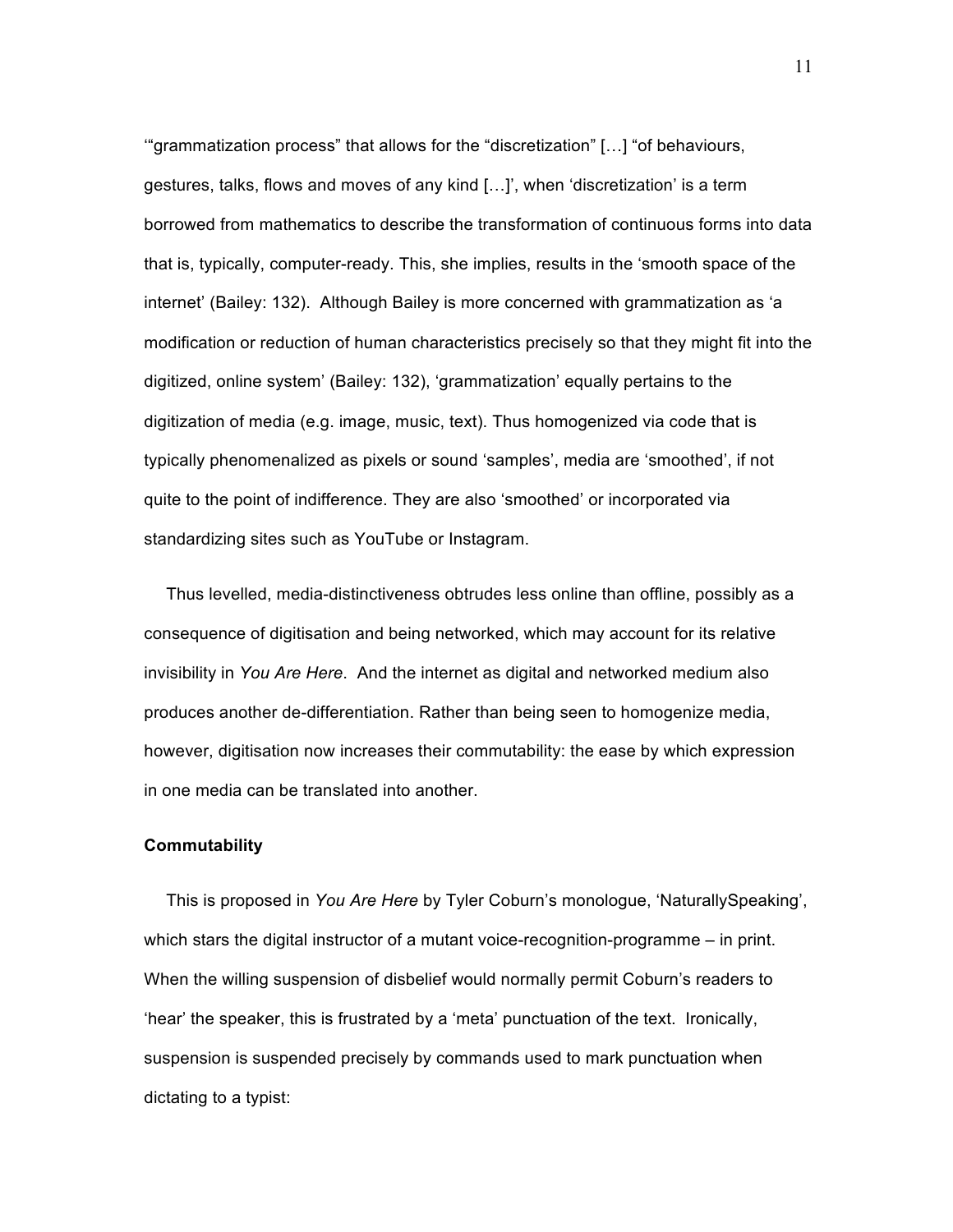'"grammatization process" that allows for the "discretization" […] "of behaviours, gestures, talks, flows and moves of any kind […]', when 'discretization' is a term borrowed from mathematics to describe the transformation of continuous forms into data that is, typically, computer-ready. This, she implies, results in the 'smooth space of the internet' (Bailey: 132). Although Bailey is more concerned with grammatization as 'a modification or reduction of human characteristics precisely so that they might fit into the digitized, online system' (Bailey: 132), 'grammatization' equally pertains to the digitization of media (e.g. image, music, text). Thus homogenized via code that is typically phenomenalized as pixels or sound 'samples', media are 'smoothed', if not quite to the point of indifference. They are also 'smoothed' or incorporated via standardizing sites such as YouTube or Instagram.

Thus levelled, media-distinctiveness obtrudes less online than offline, possibly as a consequence of digitisation and being networked, which may account for its relative invisibility in *You Are Here*. And the internet as digital and networked medium also produces another de-differentiation. Rather than being seen to homogenize media, however, digitisation now increases their commutability: the ease by which expression in one media can be translated into another.

**Commutability**

This is proposed in *You Are Here* by Tyler Coburn's monologue, 'NaturallySpeaking', which stars the digital instructor of a mutant voice-recognition-programme – in print. When the willing suspension of disbelief would normally permit Coburn's readers to 'hear' the speaker, this is frustrated by a 'meta' punctuation of the text. Ironically, suspension is suspended precisely by commands used to mark punctuation when dictating to a typist: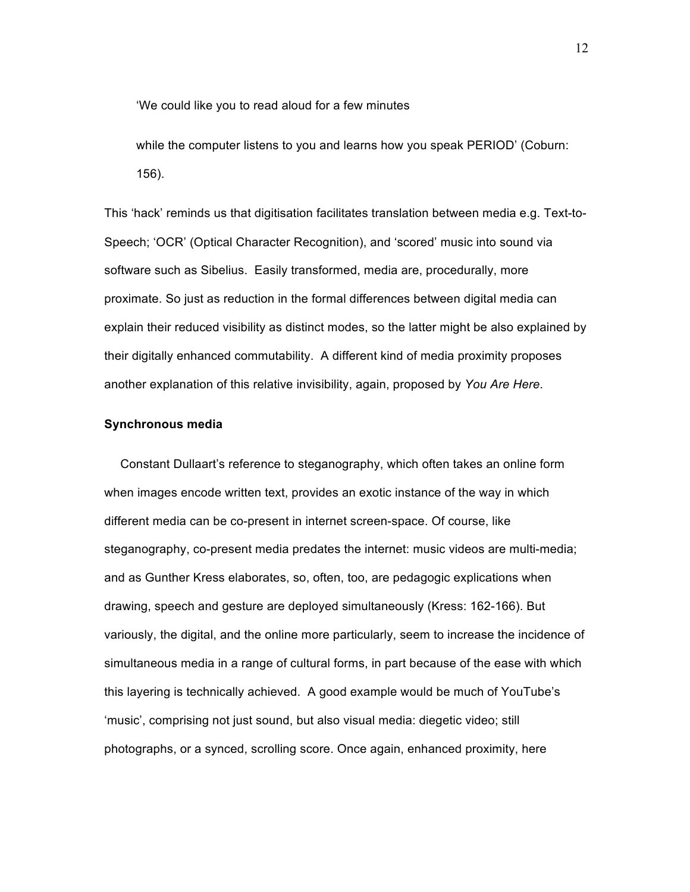> 'We could like you to read aloud for a few minutes
>
> while the computer listens to you and learns how you speak PERIOD' (Coburn: 156).

This 'hack' reminds us that digitisation facilitates translation between media e.g. Text-to-Speech; 'OCR' (Optical Character Recognition), and 'scored' music into sound via software such as Sibelius. Easily transformed, media are, procedurally, more proximate. So just as reduction in the formal differences between digital media can explain their reduced visibility as distinct modes, so the latter might be also explained by their digitally enhanced commutability. A different kind of media proximity proposes another explanation of this relative invisibility, again, proposed by *You Are Here*.

**Synchronous media**

Constant Dullaart's reference to steganography, which often takes an online form when images encode written text, provides an exotic instance of the way in which different media can be co-present in internet screen-space. Of course, like steganography, co-present media predates the internet: music videos are multi-media; and as Gunther Kress elaborates, so, often, too, are pedagogic explications when drawing, speech and gesture are deployed simultaneously (Kress: 162-166). But variously, the digital, and the online more particularly, seem to increase the incidence of simultaneous media in a range of cultural forms, in part because of the ease with which this layering is technically achieved. A good example would be much of YouTube's 'music', comprising not just sound, but also visual media: diegetic video; still photographs, or a synced, scrolling score. Once again, enhanced proximity, here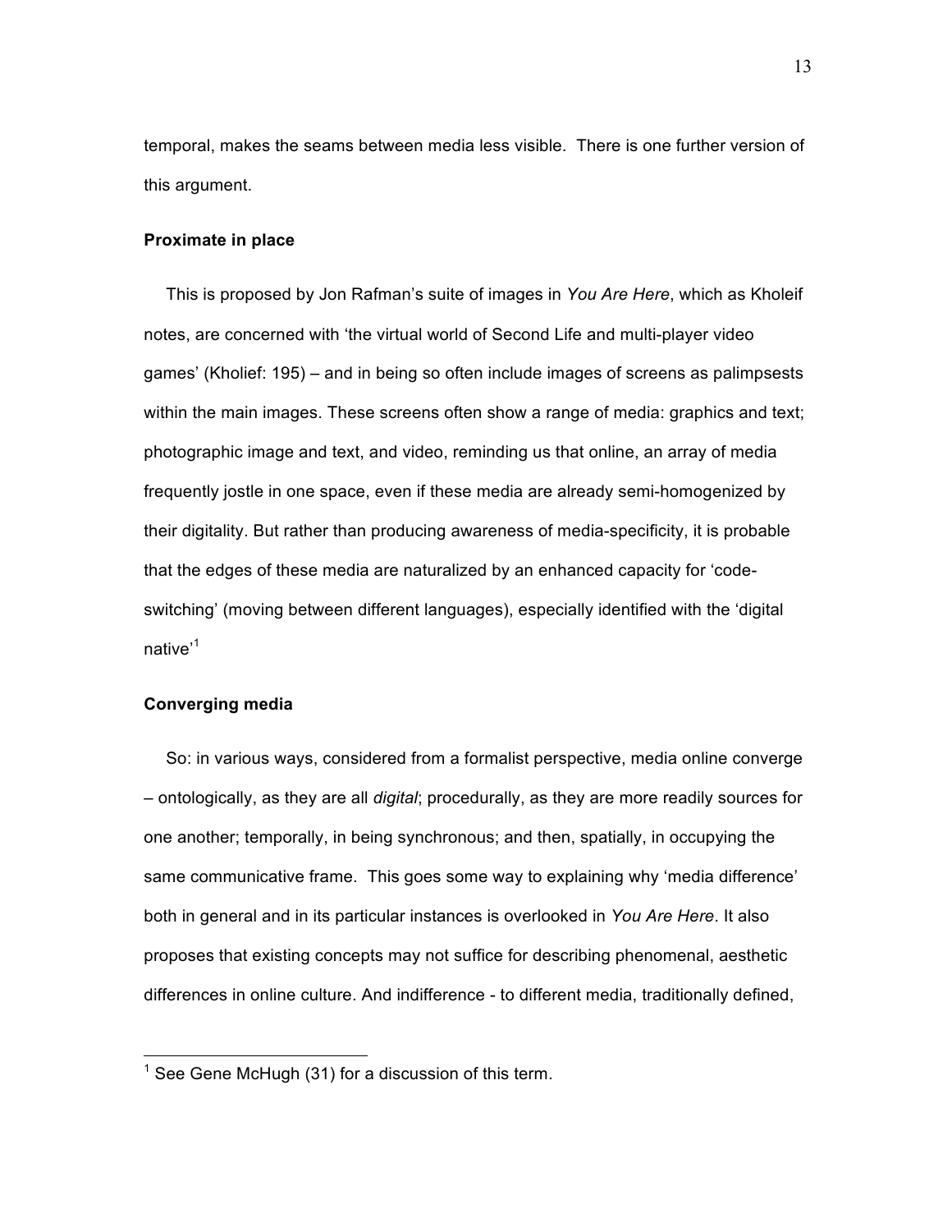temporal, makes the seams between media less visible. There is one further version of this argument.

### Proximate in place

This is proposed by Jon Rafman's suite of images in *You Are Here*, which as Kholeif notes, are concerned with 'the virtual world of Second Life and multi-player video games' (Kholief: 195) – and in being so often include images of screens as palimpsests within the main images. These screens often show a range of media: graphics and text; photographic image and text, and video, reminding us that online, an array of media frequently jostle in one space, even if these media are already semi-homogenized by their digitality. But rather than producing awareness of media-specificity, it is probable that the edges of these media are naturalized by an enhanced capacity for 'code-switching' (moving between different languages), especially identified with the 'digital native'[1]

### Converging media

So: in various ways, considered from a formalist perspective, media online converge – ontologically, as they are all *digital*; procedurally, as they are more readily sources for one another; temporally, in being synchronous; and then, spatially, in occupying the same communicative frame. This goes some way to explaining why 'media difference' both in general and in its particular instances is overlooked in *You Are Here*. It also proposes that existing concepts may not suffice for describing phenomenal, aesthetic differences in online culture. And indifference - to different media, traditionally defined,

[1] See Gene McHugh (31) for a discussion of this term.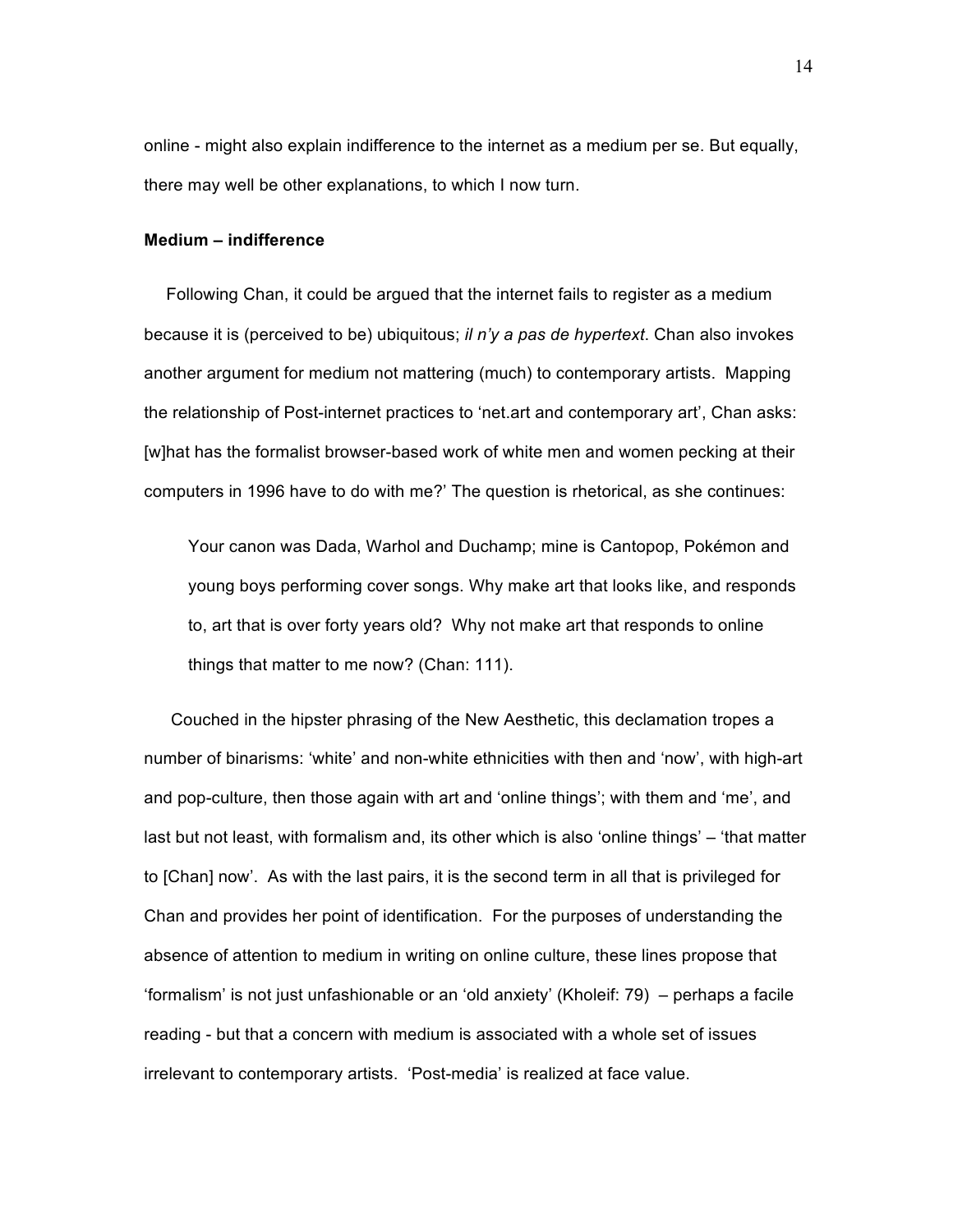online - might also explain indifference to the internet as a medium per se. But equally, there may well be other explanations, to which I now turn.

**Medium – indifference**

Following Chan, it could be argued that the internet fails to register as a medium because it is (perceived to be) ubiquitous; *il n'y a pas de hypertext*. Chan also invokes another argument for medium not mattering (much) to contemporary artists. Mapping the relationship of Post-internet practices to 'net.art and contemporary art', Chan asks: [w]hat has the formalist browser-based work of white men and women pecking at their computers in 1996 have to do with me?' The question is rhetorical, as she continues:

> Your canon was Dada, Warhol and Duchamp; mine is Cantopop, Pokémon and young boys performing cover songs. Why make art that looks like, and responds to, art that is over forty years old? Why not make art that responds to online things that matter to me now? (Chan: 111).

Couched in the hipster phrasing of the New Aesthetic, this declamation tropes a number of binarisms: 'white' and non-white ethnicities with then and 'now', with high-art and pop-culture, then those again with art and 'online things'; with them and 'me', and last but not least, with formalism and, its other which is also 'online things' – 'that matter to [Chan] now'. As with the last pairs, it is the second term in all that is privileged for Chan and provides her point of identification. For the purposes of understanding the absence of attention to medium in writing on online culture, these lines propose that 'formalism' is not just unfashionable or an 'old anxiety' (Kholeif: 79) – perhaps a facile reading - but that a concern with medium is associated with a whole set of issues irrelevant to contemporary artists. 'Post-media' is realized at face value.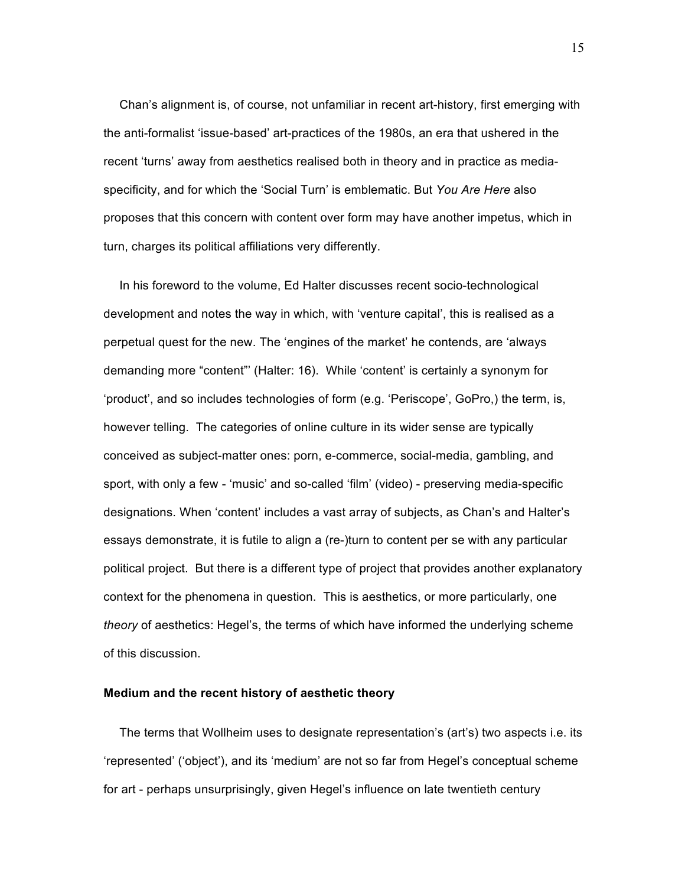Chan's alignment is, of course, not unfamiliar in recent art-history, first emerging with the anti-formalist 'issue-based' art-practices of the 1980s, an era that ushered in the recent 'turns' away from aesthetics realised both in theory and in practice as media-specificity, and for which the 'Social Turn' is emblematic. But *You Are Here* also proposes that this concern with content over form may have another impetus, which in turn, charges its political affiliations very differently.

In his foreword to the volume, Ed Halter discusses recent socio-technological development and notes the way in which, with 'venture capital', this is realised as a perpetual quest for the new. The 'engines of the market' he contends, are 'always demanding more "content"' (Halter: 16). While 'content' is certainly a synonym for 'product', and so includes technologies of form (e.g. 'Periscope', GoPro,) the term, is, however telling. The categories of online culture in its wider sense are typically conceived as subject-matter ones: porn, e-commerce, social-media, gambling, and sport, with only a few - 'music' and so-called 'film' (video) - preserving media-specific designations. When 'content' includes a vast array of subjects, as Chan's and Halter's essays demonstrate, it is futile to align a (re-)turn to content per se with any particular political project. But there is a different type of project that provides another explanatory context for the phenomena in question. This is aesthetics, or more particularly, one *theory* of aesthetics: Hegel's, the terms of which have informed the underlying scheme of this discussion.

## Medium and the recent history of aesthetic theory

The terms that Wollheim uses to designate representation's (art's) two aspects i.e. its 'represented' ('object'), and its 'medium' are not so far from Hegel's conceptual scheme for art - perhaps unsurprisingly, given Hegel's influence on late twentieth century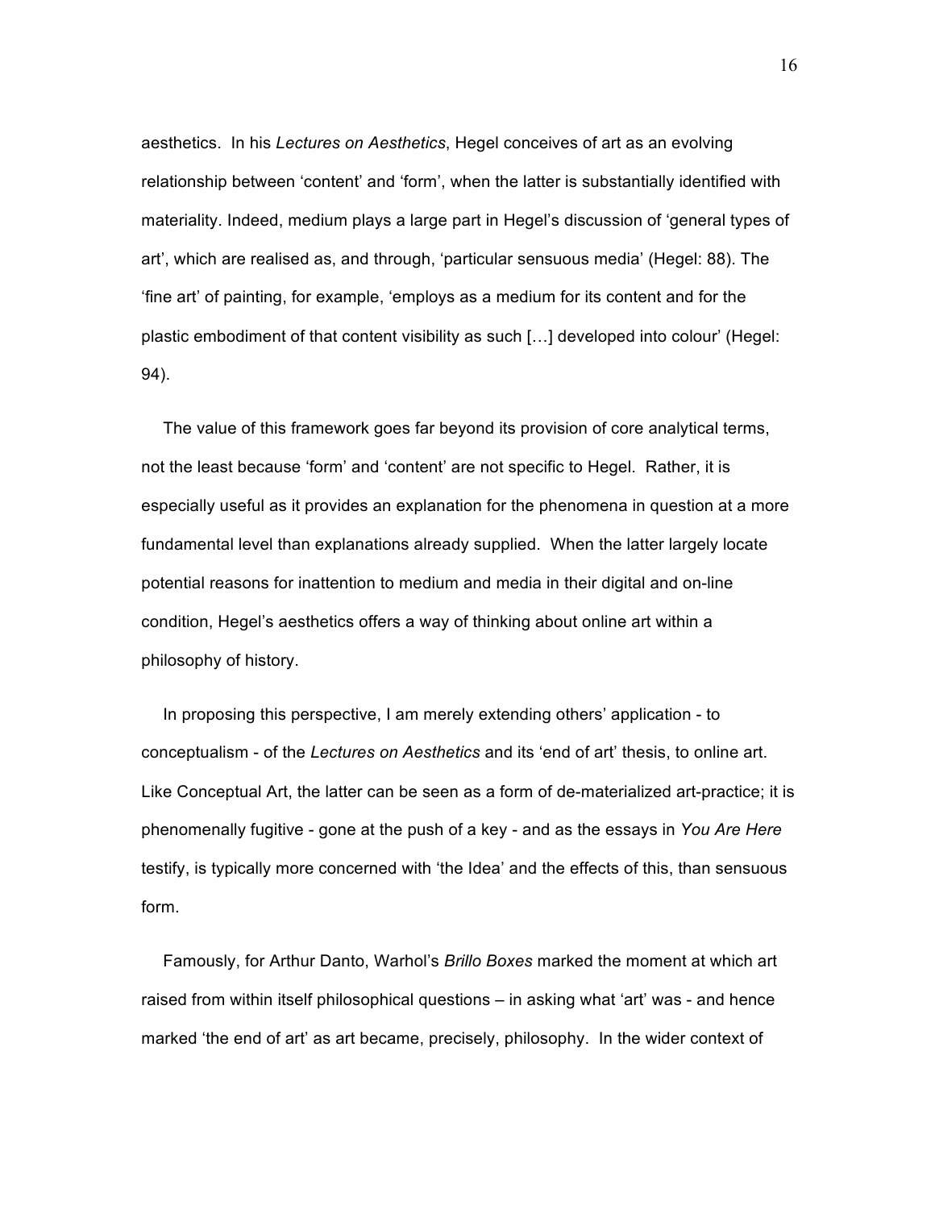aesthetics. In his *Lectures on Aesthetics*, Hegel conceives of art as an evolving relationship between 'content' and 'form', when the latter is substantially identified with materiality. Indeed, medium plays a large part in Hegel's discussion of 'general types of art', which are realised as, and through, 'particular sensuous media' (Hegel: 88). The 'fine art' of painting, for example, 'employs as a medium for its content and for the plastic embodiment of that content visibility as such […] developed into colour' (Hegel: 94).

The value of this framework goes far beyond its provision of core analytical terms, not the least because 'form' and 'content' are not specific to Hegel. Rather, it is especially useful as it provides an explanation for the phenomena in question at a more fundamental level than explanations already supplied. When the latter largely locate potential reasons for inattention to medium and media in their digital and on-line condition, Hegel's aesthetics offers a way of thinking about online art within a philosophy of history.

In proposing this perspective, I am merely extending others' application - to conceptualism - of the *Lectures on Aesthetics* and its 'end of art' thesis, to online art. Like Conceptual Art, the latter can be seen as a form of de-materialized art-practice; it is phenomenally fugitive - gone at the push of a key - and as the essays in *You Are Here* testify, is typically more concerned with 'the Idea' and the effects of this, than sensuous form.

Famously, for Arthur Danto, Warhol's *Brillo Boxes* marked the moment at which art raised from within itself philosophical questions – in asking what 'art' was - and hence marked 'the end of art' as art became, precisely, philosophy. In the wider context of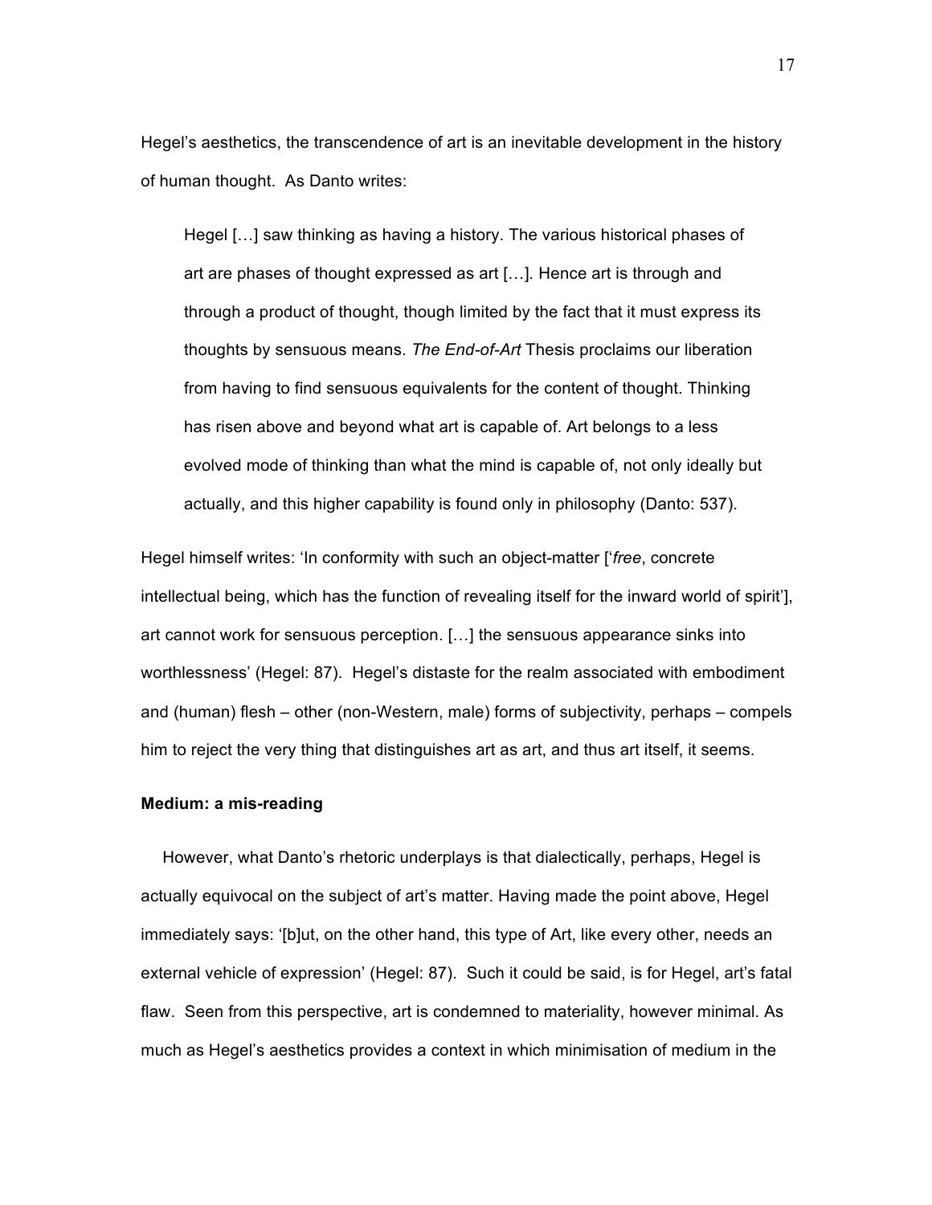Hegel's aesthetics, the transcendence of art is an inevitable development in the history of human thought. As Danto writes:

> Hegel […] saw thinking as having a history. The various historical phases of art are phases of thought expressed as art […]. Hence art is through and through a product of thought, though limited by the fact that it must express its thoughts by sensuous means. *The End-of-Art* Thesis proclaims our liberation from having to find sensuous equivalents for the content of thought. Thinking has risen above and beyond what art is capable of. Art belongs to a less evolved mode of thinking than what the mind is capable of, not only ideally but actually, and this higher capability is found only in philosophy (Danto: 537).

Hegel himself writes: 'In conformity with such an object-matter ['*free*, concrete intellectual being, which has the function of revealing itself for the inward world of spirit'], art cannot work for sensuous perception. […] the sensuous appearance sinks into worthlessness' (Hegel: 87). Hegel's distaste for the realm associated with embodiment and (human) flesh – other (non-Western, male) forms of subjectivity, perhaps – compels him to reject the very thing that distinguishes art as art, and thus art itself, it seems.

**Medium: a mis-reading**

However, what Danto's rhetoric underplays is that dialectically, perhaps, Hegel is actually equivocal on the subject of art's matter. Having made the point above, Hegel immediately says: '[b]ut, on the other hand, this type of Art, like every other, needs an external vehicle of expression' (Hegel: 87). Such it could be said, is for Hegel, art's fatal flaw. Seen from this perspective, art is condemned to materiality, however minimal. As much as Hegel's aesthetics provides a context in which minimisation of medium in the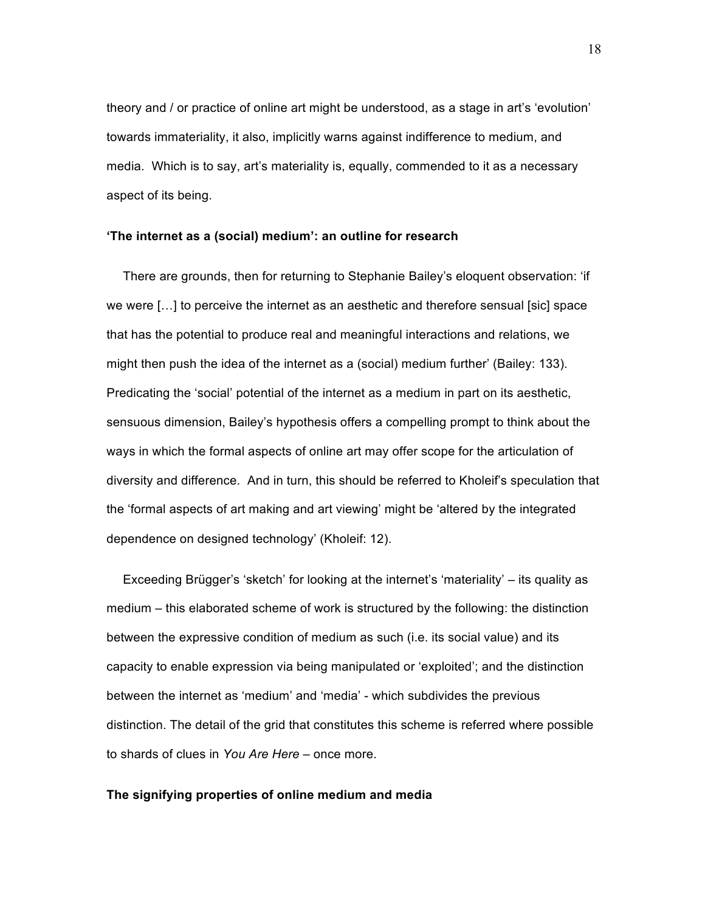theory and / or practice of online art might be understood, as a stage in art's 'evolution' towards immateriality, it also, implicitly warns against indifference to medium, and media. Which is to say, art's materiality is, equally, commended to it as a necessary aspect of its being.

### 'The internet as a (social) medium': an outline for research

There are grounds, then for returning to Stephanie Bailey's eloquent observation: 'if we were […] to perceive the internet as an aesthetic and therefore sensual [sic] space that has the potential to produce real and meaningful interactions and relations, we might then push the idea of the internet as a (social) medium further' (Bailey: 133). Predicating the 'social' potential of the internet as a medium in part on its aesthetic, sensuous dimension, Bailey's hypothesis offers a compelling prompt to think about the ways in which the formal aspects of online art may offer scope for the articulation of diversity and difference. And in turn, this should be referred to Kholeif's speculation that the 'formal aspects of art making and art viewing' might be 'altered by the integrated dependence on designed technology' (Kholeif: 12).

Exceeding Brügger's 'sketch' for looking at the internet's 'materiality' – its quality as medium – this elaborated scheme of work is structured by the following: the distinction between the expressive condition of medium as such (i.e. its social value) and its capacity to enable expression via being manipulated or 'exploited'; and the distinction between the internet as 'medium' and 'media' - which subdivides the previous distinction. The detail of the grid that constitutes this scheme is referred where possible to shards of clues in *You Are Here* – once more.

### The signifying properties of online medium and media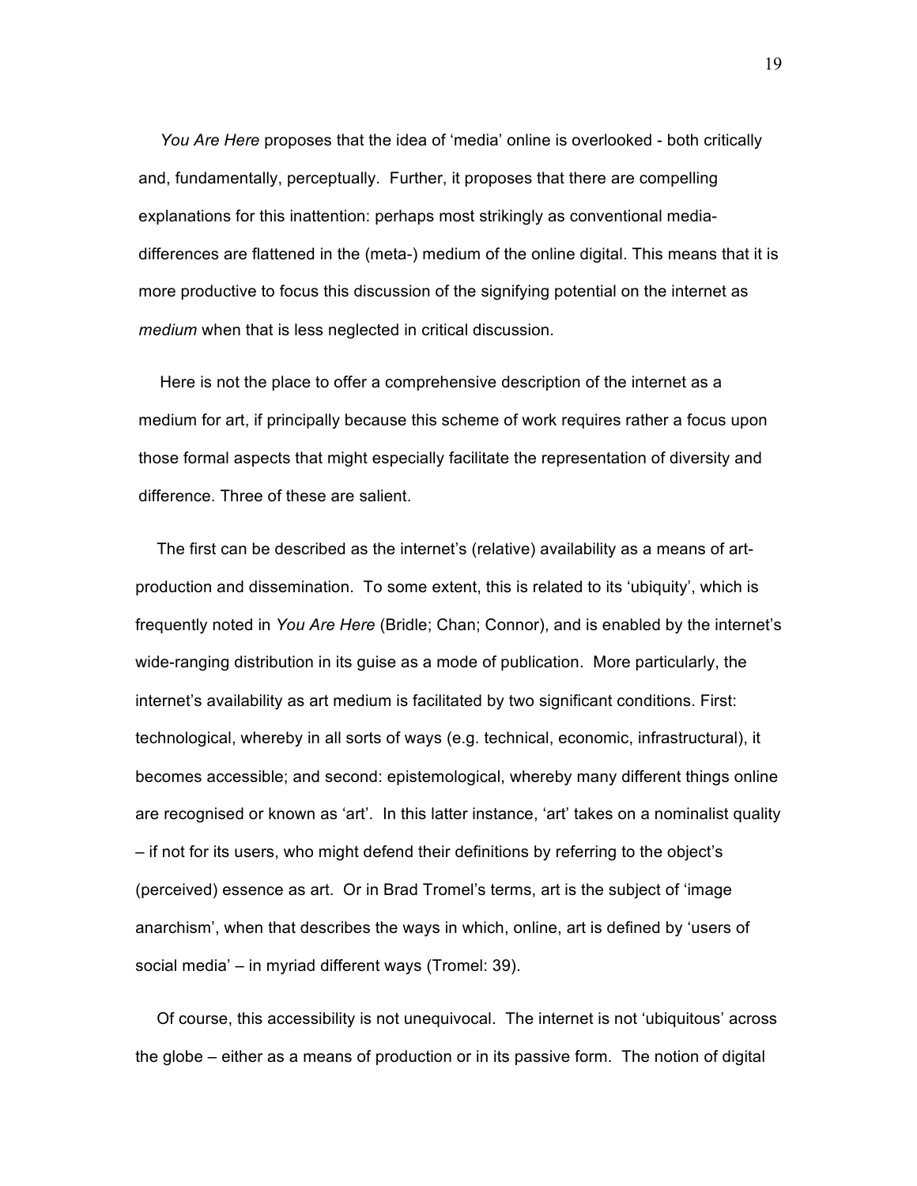*You Are Here* proposes that the idea of 'media' online is overlooked - both critically and, fundamentally, perceptually. Further, it proposes that there are compelling explanations for this inattention: perhaps most strikingly as conventional media-differences are flattened in the (meta-) medium of the online digital. This means that it is more productive to focus this discussion of the signifying potential on the internet as *medium* when that is less neglected in critical discussion.

Here is not the place to offer a comprehensive description of the internet as a medium for art, if principally because this scheme of work requires rather a focus upon those formal aspects that might especially facilitate the representation of diversity and difference. Three of these are salient.

The first can be described as the internet's (relative) availability as a means of art-production and dissemination. To some extent, this is related to its 'ubiquity', which is frequently noted in *You Are Here* (Bridle; Chan; Connor), and is enabled by the internet's wide-ranging distribution in its guise as a mode of publication. More particularly, the internet's availability as art medium is facilitated by two significant conditions. First: technological, whereby in all sorts of ways (e.g. technical, economic, infrastructural), it becomes accessible; and second: epistemological, whereby many different things online are recognised or known as 'art'. In this latter instance, 'art' takes on a nominalist quality – if not for its users, who might defend their definitions by referring to the object's (perceived) essence as art. Or in Brad Tromel's terms, art is the subject of 'image anarchism', when that describes the ways in which, online, art is defined by 'users of social media' – in myriad different ways (Tromel: 39).

Of course, this accessibility is not unequivocal. The internet is not 'ubiquitous' across the globe – either as a means of production or in its passive form. The notion of digital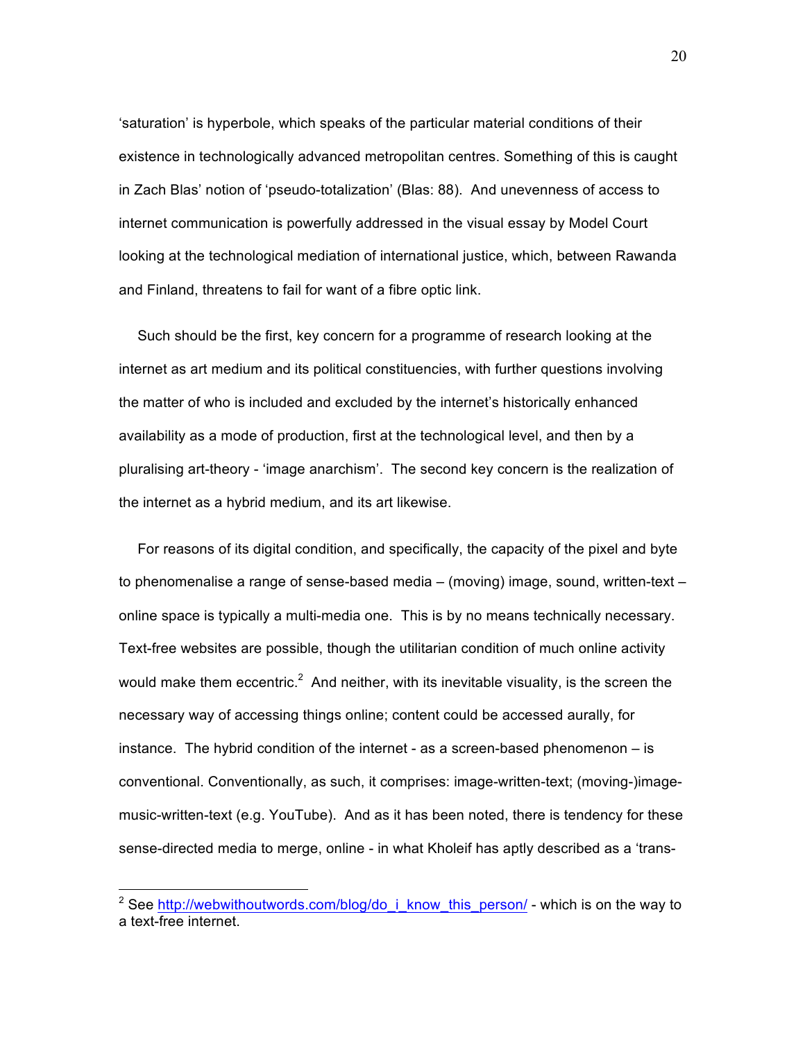'saturation' is hyperbole, which speaks of the particular material conditions of their existence in technologically advanced metropolitan centres. Something of this is caught in Zach Blas' notion of 'pseudo-totalization' (Blas: 88). And unevenness of access to internet communication is powerfully addressed in the visual essay by Model Court looking at the technological mediation of international justice, which, between Rawanda and Finland, threatens to fail for want of a fibre optic link.

Such should be the first, key concern for a programme of research looking at the internet as art medium and its political constituencies, with further questions involving the matter of who is included and excluded by the internet's historically enhanced availability as a mode of production, first at the technological level, and then by a pluralising art-theory - 'image anarchism'. The second key concern is the realization of the internet as a hybrid medium, and its art likewise.

For reasons of its digital condition, and specifically, the capacity of the pixel and byte to phenomenalise a range of sense-based media – (moving) image, sound, written-text – online space is typically a multi-media one. This is by no means technically necessary. Text-free websites are possible, though the utilitarian condition of much online activity would make them eccentric.[2] And neither, with its inevitable visuality, is the screen the necessary way of accessing things online; content could be accessed aurally, for instance. The hybrid condition of the internet - as a screen-based phenomenon – is conventional. Conventionally, as such, it comprises: image-written-text; (moving-)image-music-written-text (e.g. YouTube). And as it has been noted, there is tendency for these sense-directed media to merge, online - in what Kholeif has aptly described as a 'trans-

[2] See http://webwithoutwords.com/blog/do_i_know_this_person/ - which is on the way to a text-free internet.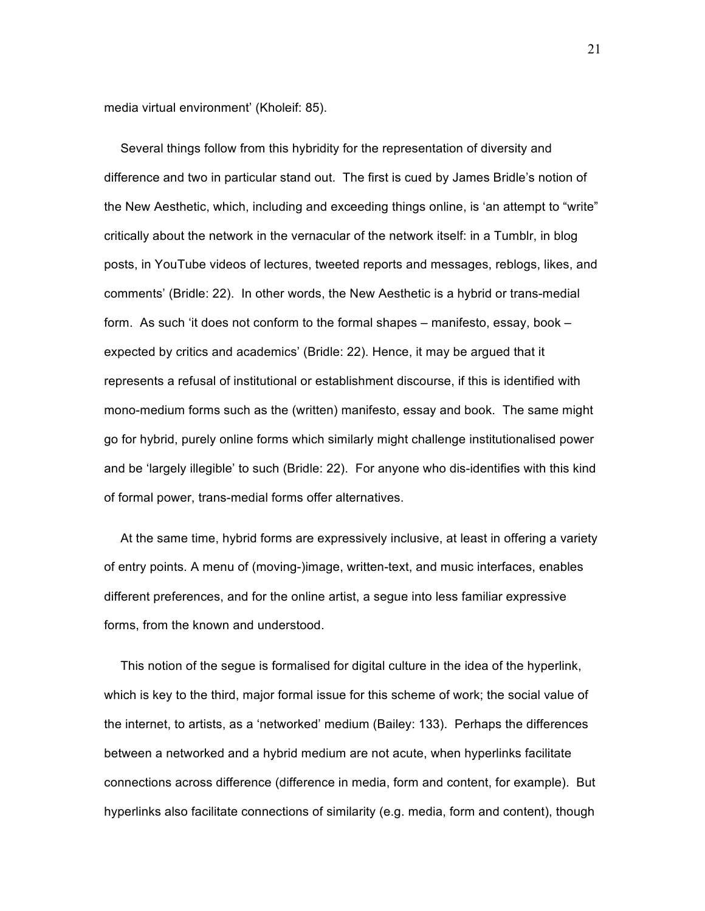media virtual environment' (Kholeif: 85).

Several things follow from this hybridity for the representation of diversity and difference and two in particular stand out. The first is cued by James Bridle's notion of the New Aesthetic, which, including and exceeding things online, is 'an attempt to "write" critically about the network in the vernacular of the network itself: in a Tumblr, in blog posts, in YouTube videos of lectures, tweeted reports and messages, reblogs, likes, and comments' (Bridle: 22). In other words, the New Aesthetic is a hybrid or trans-medial form. As such 'it does not conform to the formal shapes – manifesto, essay, book – expected by critics and academics' (Bridle: 22). Hence, it may be argued that it represents a refusal of institutional or establishment discourse, if this is identified with mono-medium forms such as the (written) manifesto, essay and book. The same might go for hybrid, purely online forms which similarly might challenge institutionalised power and be 'largely illegible' to such (Bridle: 22). For anyone who dis-identifies with this kind of formal power, trans-medial forms offer alternatives.

At the same time, hybrid forms are expressively inclusive, at least in offering a variety of entry points. A menu of (moving-)image, written-text, and music interfaces, enables different preferences, and for the online artist, a segue into less familiar expressive forms, from the known and understood.

This notion of the segue is formalised for digital culture in the idea of the hyperlink, which is key to the third, major formal issue for this scheme of work; the social value of the internet, to artists, as a 'networked' medium (Bailey: 133). Perhaps the differences between a networked and a hybrid medium are not acute, when hyperlinks facilitate connections across difference (difference in media, form and content, for example). But hyperlinks also facilitate connections of similarity (e.g. media, form and content), though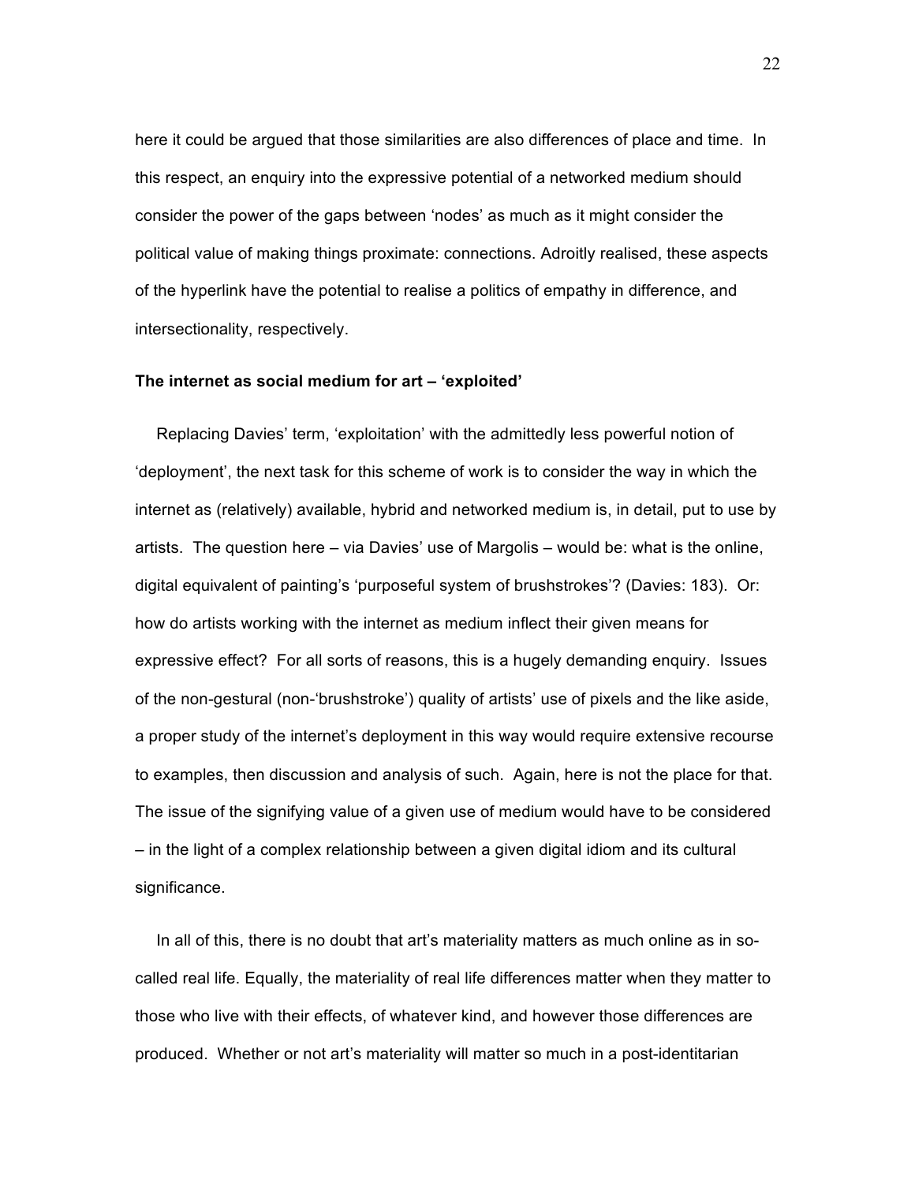here it could be argued that those similarities are also differences of place and time. In this respect, an enquiry into the expressive potential of a networked medium should consider the power of the gaps between 'nodes' as much as it might consider the political value of making things proximate: connections. Adroitly realised, these aspects of the hyperlink have the potential to realise a politics of empathy in difference, and intersectionality, respectively.

**The internet as social medium for art – 'exploited'**

Replacing Davies' term, 'exploitation' with the admittedly less powerful notion of 'deployment', the next task for this scheme of work is to consider the way in which the internet as (relatively) available, hybrid and networked medium is, in detail, put to use by artists. The question here – via Davies' use of Margolis – would be: what is the online, digital equivalent of painting's 'purposeful system of brushstrokes'? (Davies: 183). Or: how do artists working with the internet as medium inflect their given means for expressive effect? For all sorts of reasons, this is a hugely demanding enquiry. Issues of the non-gestural (non-'brushstroke') quality of artists' use of pixels and the like aside, a proper study of the internet's deployment in this way would require extensive recourse to examples, then discussion and analysis of such. Again, here is not the place for that. The issue of the signifying value of a given use of medium would have to be considered – in the light of a complex relationship between a given digital idiom and its cultural significance.

In all of this, there is no doubt that art's materiality matters as much online as in so-called real life. Equally, the materiality of real life differences matter when they matter to those who live with their effects, of whatever kind, and however those differences are produced. Whether or not art's materiality will matter so much in a post-identitarian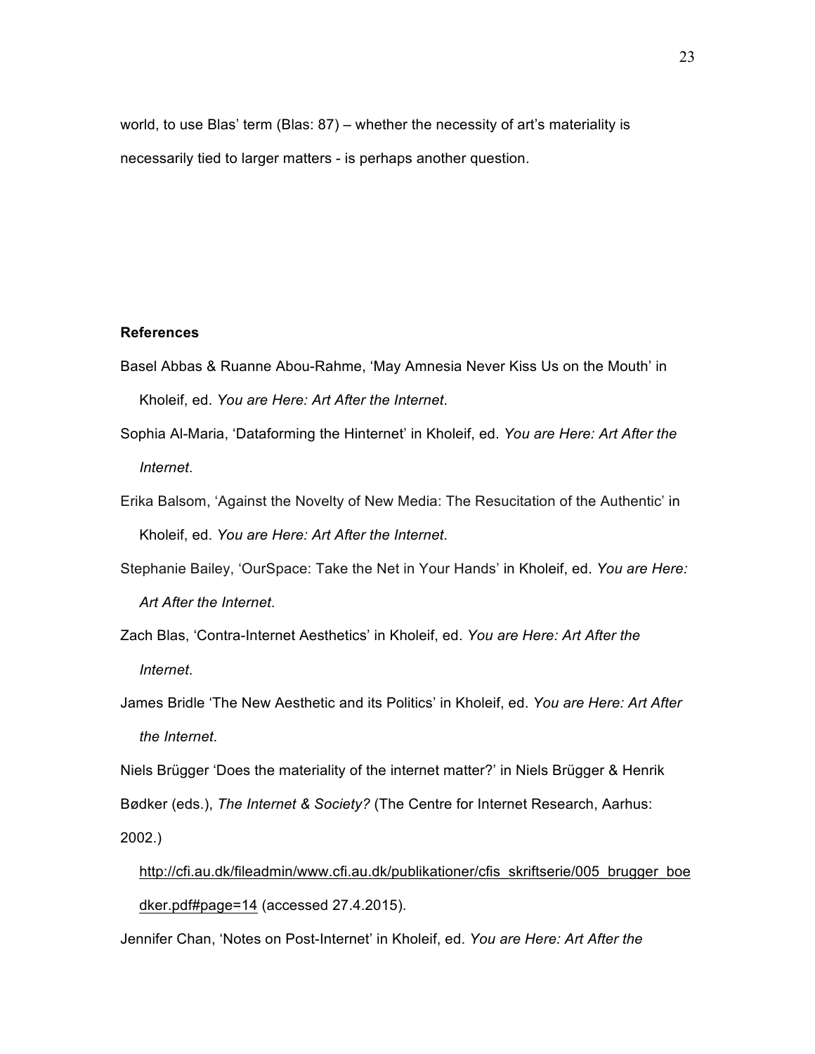world, to use Blas' term (Blas: 87) – whether the necessity of art's materiality is necessarily tied to larger matters - is perhaps another question.

**References**

Basel Abbas & Ruanne Abou-Rahme, 'May Amnesia Never Kiss Us on the Mouth' in Kholeif, ed. *You are Here: Art After the Internet*.

Sophia Al-Maria, 'Dataforming the Hinternet' in Kholeif, ed. *You are Here: Art After the Internet*.

Erika Balsom, 'Against the Novelty of New Media: The Resucitation of the Authentic' in Kholeif, ed. *You are Here: Art After the Internet*.

Stephanie Bailey, 'OurSpace: Take the Net in Your Hands' in Kholeif, ed. *You are Here: Art After the Internet*.

Zach Blas, 'Contra-Internet Aesthetics' in Kholeif, ed. *You are Here: Art After the Internet*.

James Bridle 'The New Aesthetic and its Politics' in Kholeif, ed. *You are Here: Art After the Internet*.

Niels Brügger 'Does the materiality of the internet matter?' in Niels Brügger & Henrik Bødker (eds.), *The Internet & Society?* (The Centre for Internet Research, Aarhus: 2002.)

http://cfi.au.dk/fileadmin/www.cfi.au.dk/publikationer/cfis_skriftserie/005_brugger_boedker.pdf#page=14 (accessed 27.4.2015).

Jennifer Chan, 'Notes on Post-Internet' in Kholeif, ed. *You are Here: Art After the*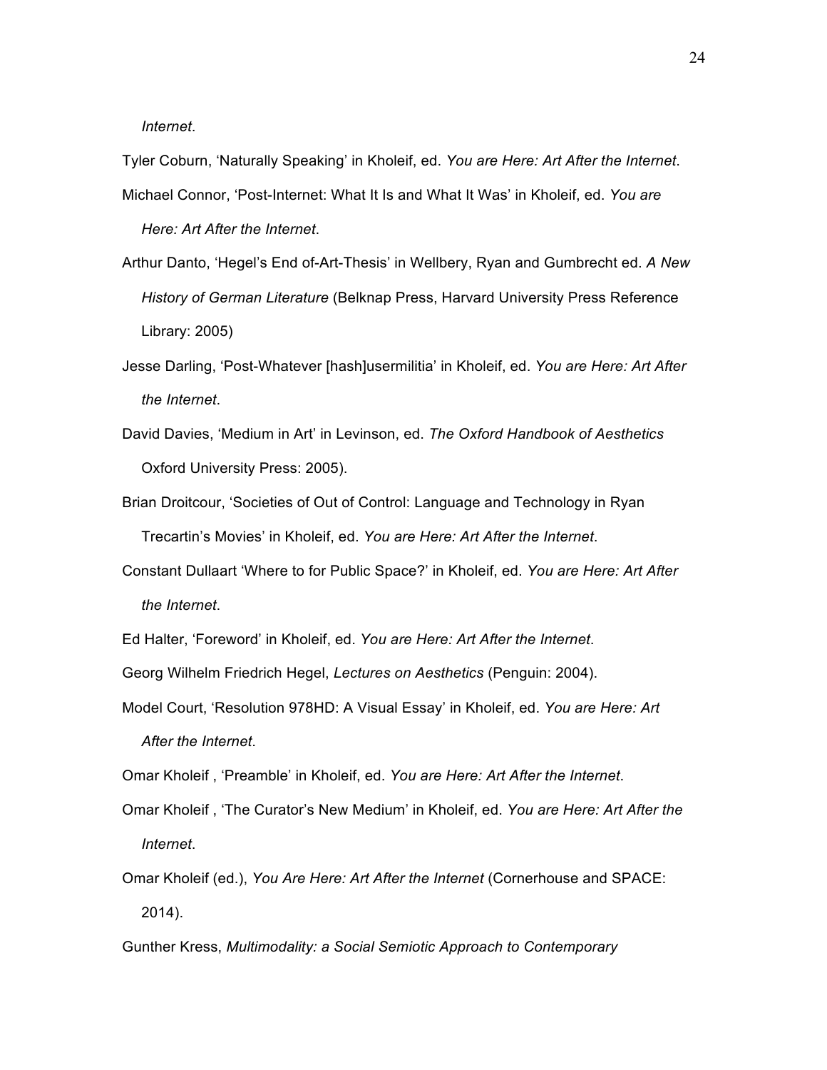*Internet*.

Tyler Coburn, 'Naturally Speaking' in Kholeif, ed. *You are Here: Art After the Internet*.

Michael Connor, 'Post-Internet: What It Is and What It Was' in Kholeif, ed. *You are Here: Art After the Internet*.

Arthur Danto, 'Hegel's End of-Art-Thesis' in Wellbery, Ryan and Gumbrecht ed. *A New History of German Literature* (Belknap Press, Harvard University Press Reference Library: 2005)

Jesse Darling, 'Post-Whatever [hash]usermilitia' in Kholeif, ed. *You are Here: Art After the Internet*.

David Davies, 'Medium in Art' in Levinson, ed. *The Oxford Handbook of Aesthetics* Oxford University Press: 2005).

Brian Droitcour, 'Societies of Out of Control: Language and Technology in Ryan Trecartin's Movies' in Kholeif, ed. *You are Here: Art After the Internet*.

Constant Dullaart 'Where to for Public Space?' in Kholeif, ed. *You are Here: Art After the Internet*.

Ed Halter, 'Foreword' in Kholeif, ed. *You are Here: Art After the Internet*.

Georg Wilhelm Friedrich Hegel, *Lectures on Aesthetics* (Penguin: 2004).

Model Court, 'Resolution 978HD: A Visual Essay' in Kholeif, ed. *You are Here: Art After the Internet*.

Omar Kholeif , 'Preamble' in Kholeif, ed. *You are Here: Art After the Internet*.

Omar Kholeif , 'The Curator's New Medium' in Kholeif, ed. *You are Here: Art After the Internet*.

Omar Kholeif (ed.), *You Are Here: Art After the Internet* (Cornerhouse and SPACE: 2014).

Gunther Kress, *Multimodality: a Social Semiotic Approach to Contemporary*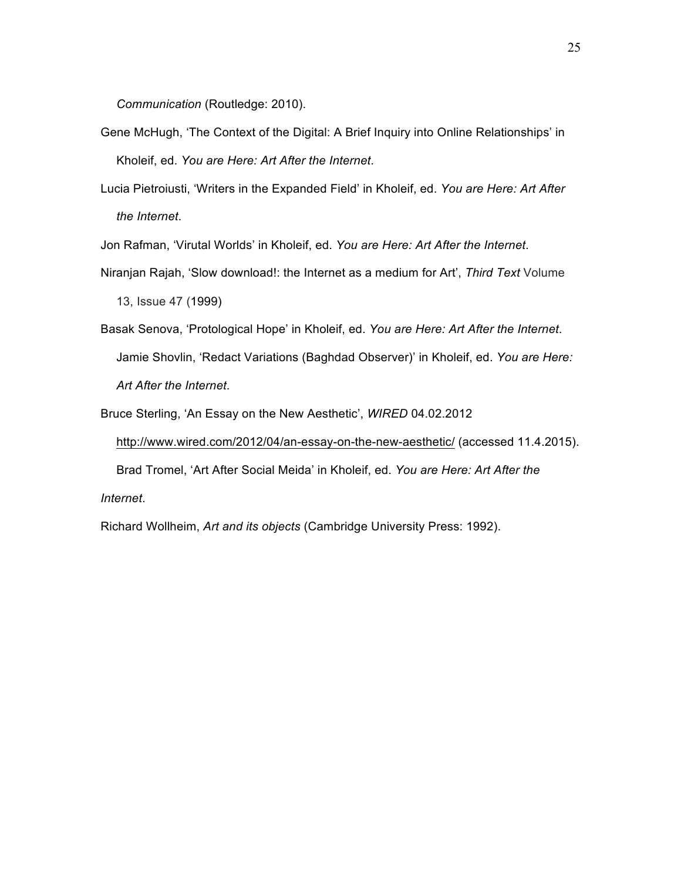*Communication* (Routledge: 2010).

Gene McHugh, 'The Context of the Digital: A Brief Inquiry into Online Relationships' in Kholeif, ed. *You are Here: Art After the Internet*.

Lucia Pietroiusti, 'Writers in the Expanded Field' in Kholeif, ed. *You are Here: Art After the Internet*.

Jon Rafman, 'Virutal Worlds' in Kholeif, ed. *You are Here: Art After the Internet*.

Niranjan Rajah, 'Slow download!: the Internet as a medium for Art', *Third Text* Volume 13, Issue 47 (1999)

Basak Senova, 'Protological Hope' in Kholeif, ed. *You are Here: Art After the Internet*.

Jamie Shovlin, 'Redact Variations (Baghdad Observer)' in Kholeif, ed. *You are Here: Art After the Internet*.

Bruce Sterling, 'An Essay on the New Aesthetic', *WIRED* 04.02.2012 http://www.wired.com/2012/04/an-essay-on-the-new-aesthetic/ (accessed 11.4.2015).

Brad Tromel, 'Art After Social Meida' in Kholeif, ed. *You are Here: Art After the Internet*.

Richard Wollheim, *Art and its objects* (Cambridge University Press: 1992).